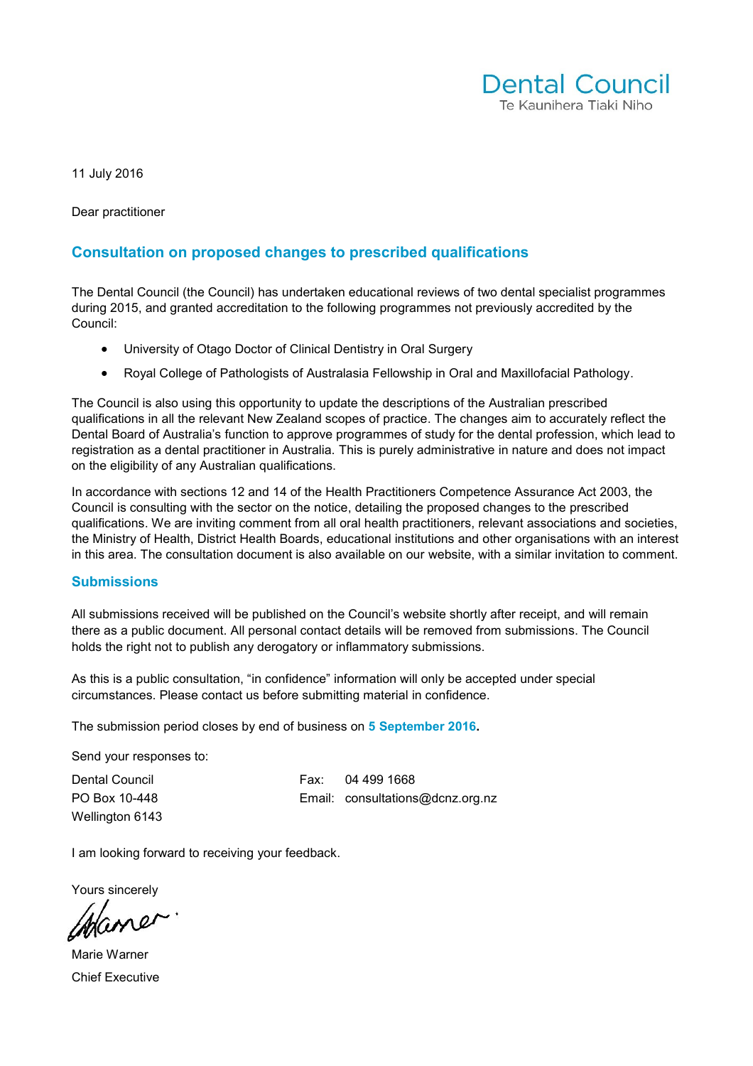Dental Council
Te Kaunihera Tiaki Niho

11 July 2016

Dear practitioner

## Consultation on proposed changes to prescribed qualifications

The Dental Council (the Council) has undertaken educational reviews of two dental specialist programmes during 2015, and granted accreditation to the following programmes not previously accredited by the Council:

- University of Otago Doctor of Clinical Dentistry in Oral Surgery
- Royal College of Pathologists of Australasia Fellowship in Oral and Maxillofacial Pathology.

The Council is also using this opportunity to update the descriptions of the Australian prescribed qualifications in all the relevant New Zealand scopes of practice. The changes aim to accurately reflect the Dental Board of Australia's function to approve programmes of study for the dental profession, which lead to registration as a dental practitioner in Australia. This is purely administrative in nature and does not impact on the eligibility of any Australian qualifications.

In accordance with sections 12 and 14 of the Health Practitioners Competence Assurance Act 2003, the Council is consulting with the sector on the notice, detailing the proposed changes to the prescribed qualifications. We are inviting comment from all oral health practitioners, relevant associations and societies, the Ministry of Health, District Health Boards, educational institutions and other organisations with an interest in this area. The consultation document is also available on our website, with a similar invitation to comment.

## Submissions

All submissions received will be published on the Council's website shortly after receipt, and will remain there as a public document. All personal contact details will be removed from submissions. The Council holds the right not to publish any derogatory or inflammatory submissions.

As this is a public consultation, "in confidence" information will only be accepted under special circumstances. Please contact us before submitting material in confidence.

The submission period closes by end of business on **5 September 2016.**

Send your responses to:

Dental Council
PO Box 10-448
Wellington 6143

Fax: 04 499 1668
Email: consultations@dcnz.org.nz

I am looking forward to receiving your feedback.

Yours sincerely

Marie Warner
Chief Executive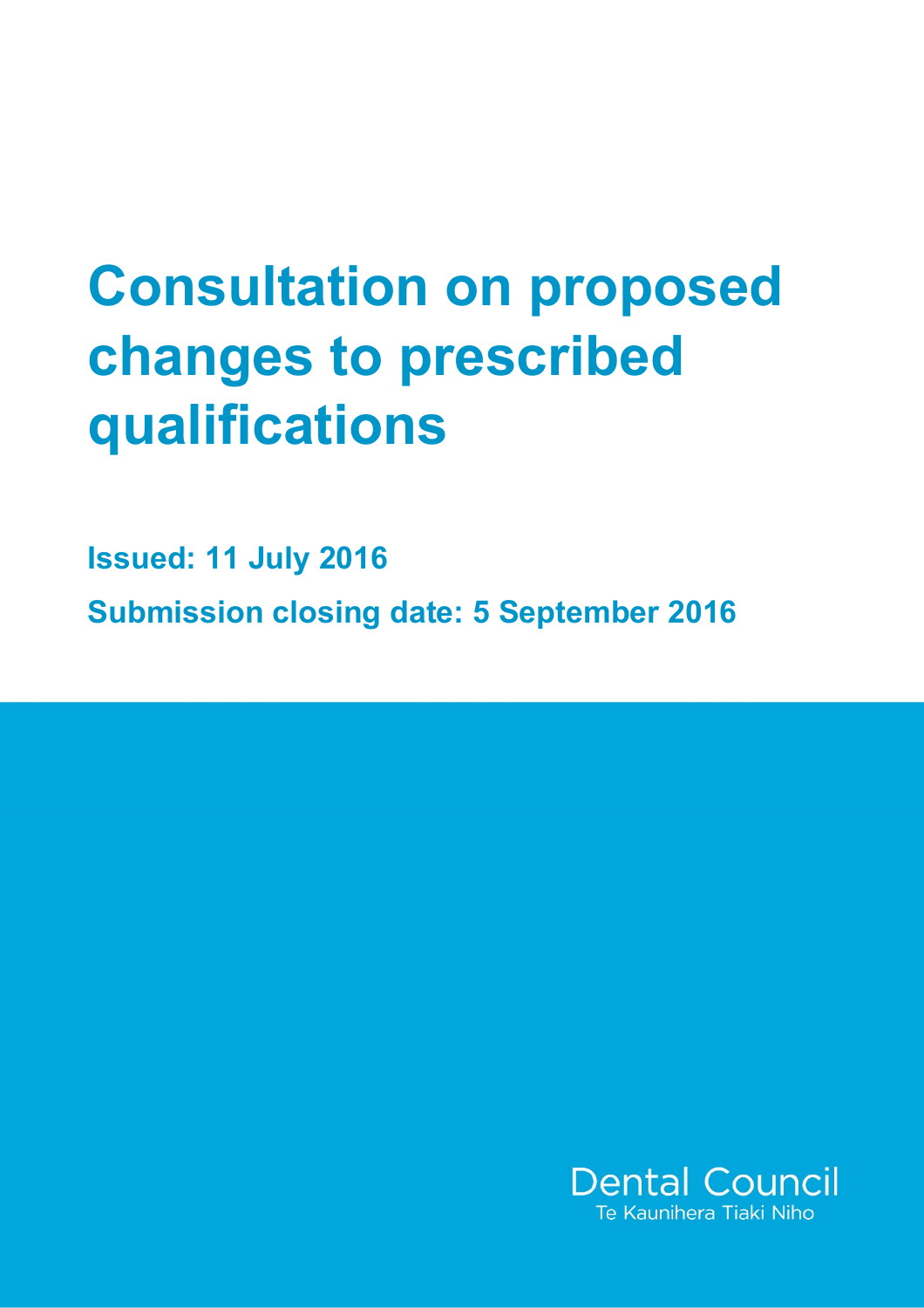# Consultation on proposed changes to prescribed qualifications

**Issued: 11 July 2016**

**Submission closing date: 5 September 2016**

Dental Council
Te Kaunihera Tiaki Niho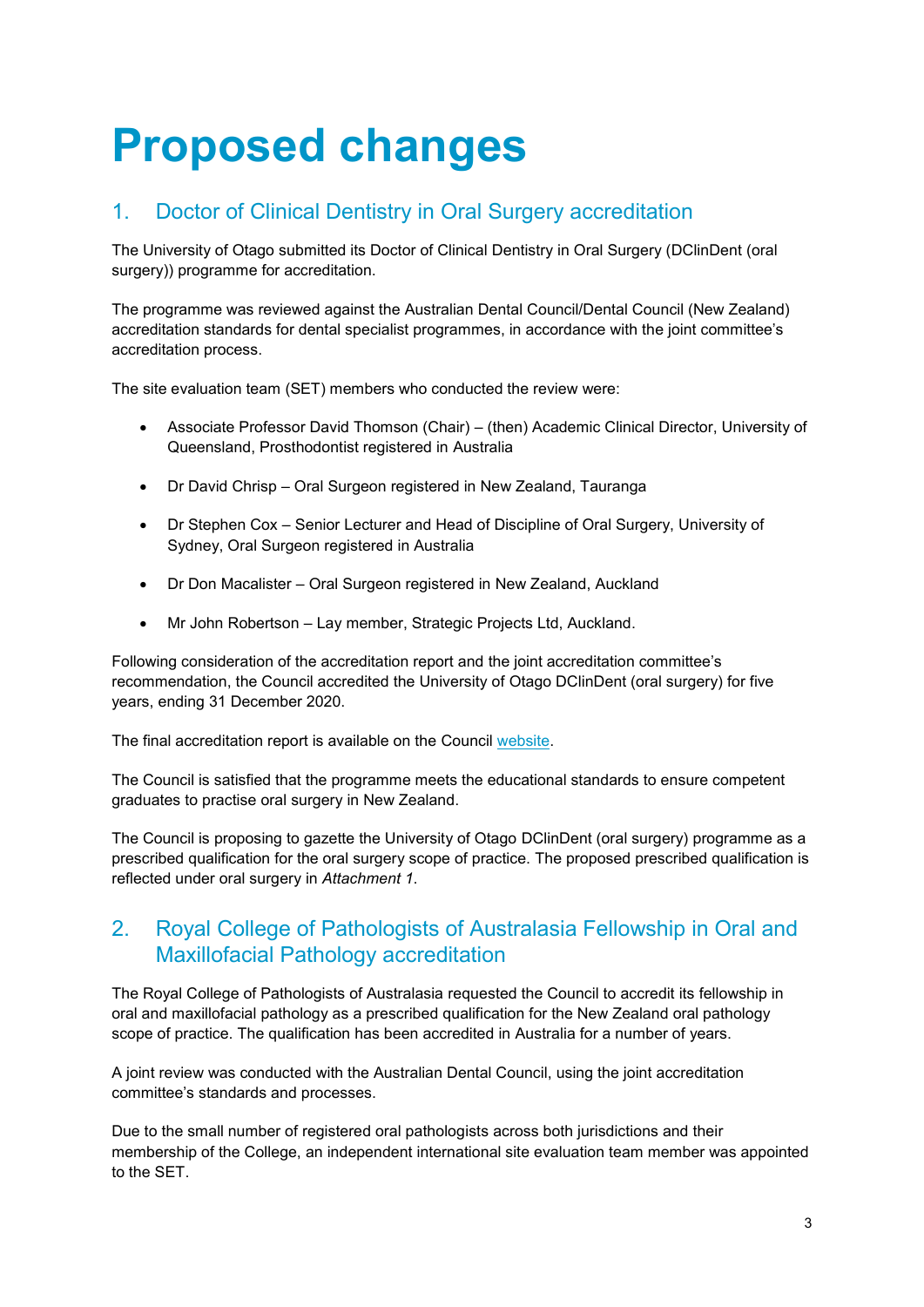# Proposed changes

## 1. Doctor of Clinical Dentistry in Oral Surgery accreditation

The University of Otago submitted its Doctor of Clinical Dentistry in Oral Surgery (DClinDent (oral surgery)) programme for accreditation.

The programme was reviewed against the Australian Dental Council/Dental Council (New Zealand) accreditation standards for dental specialist programmes, in accordance with the joint committee's accreditation process.

The site evaluation team (SET) members who conducted the review were:

- Associate Professor David Thomson (Chair) – (then) Academic Clinical Director, University of Queensland, Prosthodontist registered in Australia
- Dr David Chrisp – Oral Surgeon registered in New Zealand, Tauranga
- Dr Stephen Cox – Senior Lecturer and Head of Discipline of Oral Surgery, University of Sydney, Oral Surgeon registered in Australia
- Dr Don Macalister – Oral Surgeon registered in New Zealand, Auckland
- Mr John Robertson – Lay member, Strategic Projects Ltd, Auckland.

Following consideration of the accreditation report and the joint accreditation committee's recommendation, the Council accredited the University of Otago DClinDent (oral surgery) for five years, ending 31 December 2020.

The final accreditation report is available on the Council website.

The Council is satisfied that the programme meets the educational standards to ensure competent graduates to practise oral surgery in New Zealand.

The Council is proposing to gazette the University of Otago DClinDent (oral surgery) programme as a prescribed qualification for the oral surgery scope of practice. The proposed prescribed qualification is reflected under oral surgery in *Attachment 1*.

## 2. Royal College of Pathologists of Australasia Fellowship in Oral and Maxillofacial Pathology accreditation

The Royal College of Pathologists of Australasia requested the Council to accredit its fellowship in oral and maxillofacial pathology as a prescribed qualification for the New Zealand oral pathology scope of practice. The qualification has been accredited in Australia for a number of years.

A joint review was conducted with the Australian Dental Council, using the joint accreditation committee's standards and processes.

Due to the small number of registered oral pathologists across both jurisdictions and their membership of the College, an independent international site evaluation team member was appointed to the SET.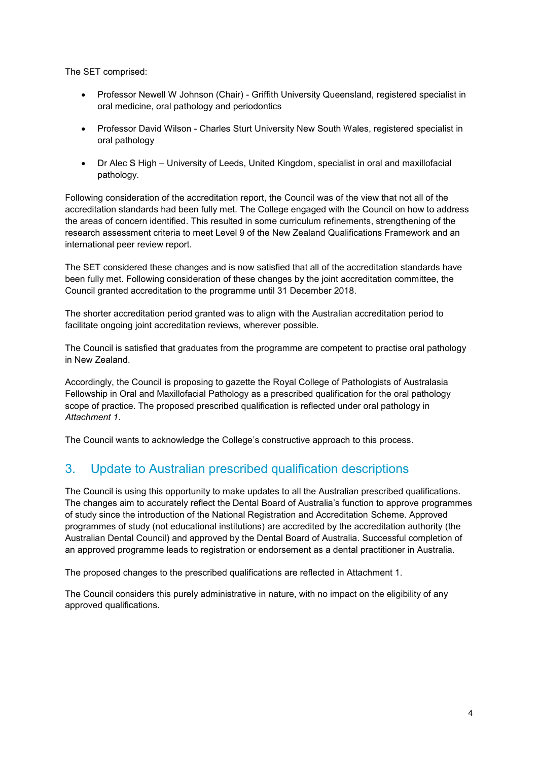The SET comprised:

- Professor Newell W Johnson (Chair) - Griffith University Queensland, registered specialist in oral medicine, oral pathology and periodontics
- Professor David Wilson - Charles Sturt University New South Wales, registered specialist in oral pathology
- Dr Alec S High – University of Leeds, United Kingdom, specialist in oral and maxillofacial pathology.

Following consideration of the accreditation report, the Council was of the view that not all of the accreditation standards had been fully met. The College engaged with the Council on how to address the areas of concern identified. This resulted in some curriculum refinements, strengthening of the research assessment criteria to meet Level 9 of the New Zealand Qualifications Framework and an international peer review report.

The SET considered these changes and is now satisfied that all of the accreditation standards have been fully met. Following consideration of these changes by the joint accreditation committee, the Council granted accreditation to the programme until 31 December 2018.

The shorter accreditation period granted was to align with the Australian accreditation period to facilitate ongoing joint accreditation reviews, wherever possible.

The Council is satisfied that graduates from the programme are competent to practise oral pathology in New Zealand.

Accordingly, the Council is proposing to gazette the Royal College of Pathologists of Australasia Fellowship in Oral and Maxillofacial Pathology as a prescribed qualification for the oral pathology scope of practice. The proposed prescribed qualification is reflected under oral pathology in *Attachment 1*.

The Council wants to acknowledge the College's constructive approach to this process.

## 3. Update to Australian prescribed qualification descriptions

The Council is using this opportunity to make updates to all the Australian prescribed qualifications. The changes aim to accurately reflect the Dental Board of Australia's function to approve programmes of study since the introduction of the National Registration and Accreditation Scheme. Approved programmes of study (not educational institutions) are accredited by the accreditation authority (the Australian Dental Council) and approved by the Dental Board of Australia. Successful completion of an approved programme leads to registration or endorsement as a dental practitioner in Australia.

The proposed changes to the prescribed qualifications are reflected in Attachment 1.

The Council considers this purely administrative in nature, with no impact on the eligibility of any approved qualifications.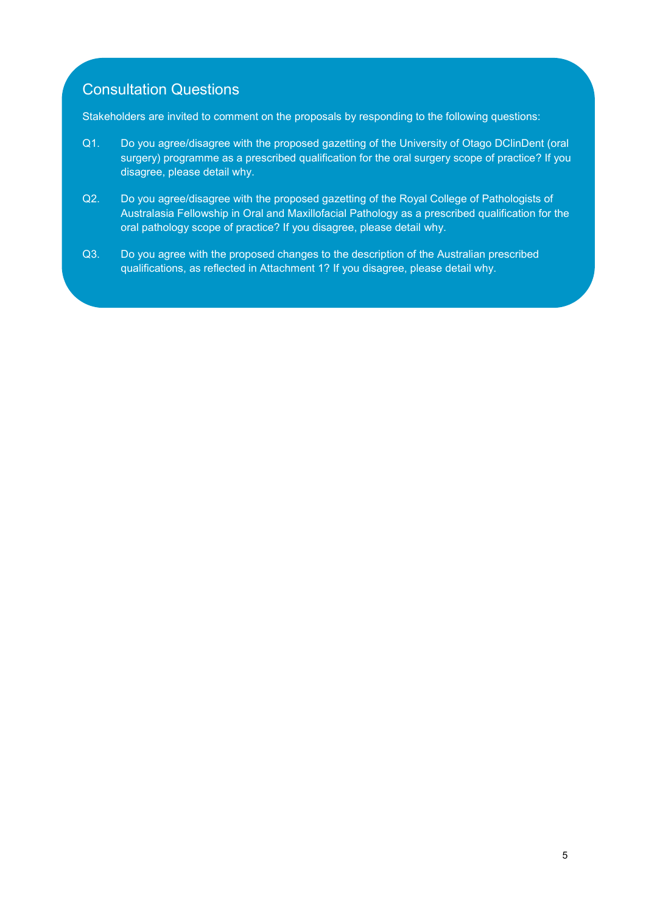## Consultation Questions

Stakeholders are invited to comment on the proposals by responding to the following questions:

Q1. Do you agree/disagree with the proposed gazetting of the University of Otago DClinDent (oral surgery) programme as a prescribed qualification for the oral surgery scope of practice? If you disagree, please detail why.

Q2. Do you agree/disagree with the proposed gazetting of the Royal College of Pathologists of Australasia Fellowship in Oral and Maxillofacial Pathology as a prescribed qualification for the oral pathology scope of practice? If you disagree, please detail why.

Q3. Do you agree with the proposed changes to the description of the Australian prescribed qualifications, as reflected in Attachment 1? If you disagree, please detail why.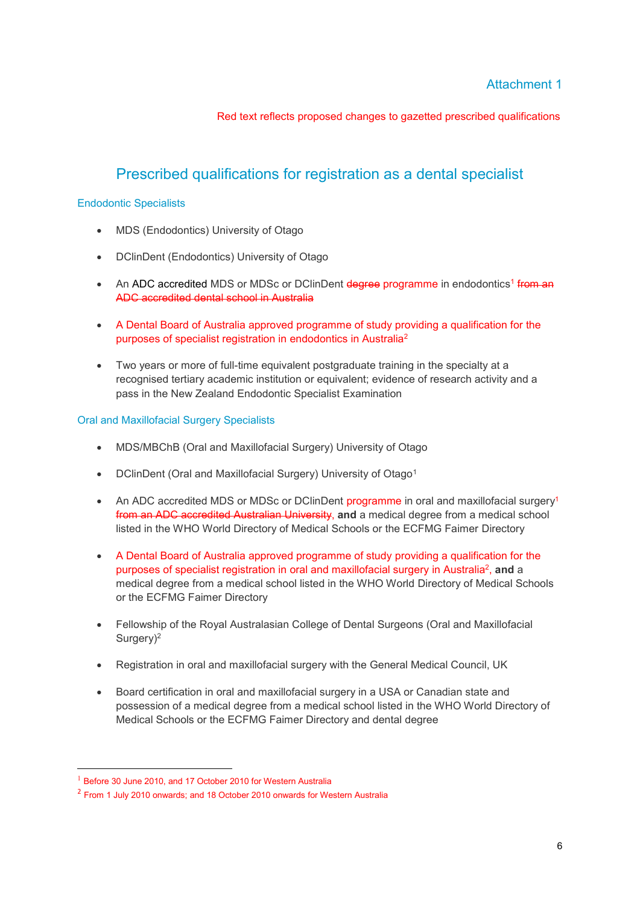Attachment 1

Red text reflects proposed changes to gazetted prescribed qualifications

# Prescribed qualifications for registration as a dental specialist

## Endodontic Specialists

- MDS (Endodontics) University of Otago
- DClinDent (Endodontics) University of Otago
- An ADC accredited MDS or MDSc or DClinDent ~~degree~~ programme in endodontics[1] ~~from an ADC accredited dental school in Australia~~
- A Dental Board of Australia approved programme of study providing a qualification for the purposes of specialist registration in endodontics in Australia[2]
- Two years or more of full-time equivalent postgraduate training in the specialty at a recognised tertiary academic institution or equivalent; evidence of research activity and a pass in the New Zealand Endodontic Specialist Examination

## Oral and Maxillofacial Surgery Specialists

- MDS/MBChB (Oral and Maxillofacial Surgery) University of Otago
- DClinDent (Oral and Maxillofacial Surgery) University of Otago[1]
- An ADC accredited MDS or MDSc or DClinDent programme in oral and maxillofacial surgery[1] ~~from an ADC accredited Australian University~~, **and** a medical degree from a medical school listed in the WHO World Directory of Medical Schools or the ECFMG Faimer Directory
- A Dental Board of Australia approved programme of study providing a qualification for the purposes of specialist registration in oral and maxillofacial surgery in Australia[2], **and** a medical degree from a medical school listed in the WHO World Directory of Medical Schools or the ECFMG Faimer Directory
- Fellowship of the Royal Australasian College of Dental Surgeons (Oral and Maxillofacial Surgery)[2]
- Registration in oral and maxillofacial surgery with the General Medical Council, UK
- Board certification in oral and maxillofacial surgery in a USA or Canadian state and possession of a medical degree from a medical school listed in the WHO World Directory of Medical Schools or the ECFMG Faimer Directory and dental degree

---

[1] Before 30 June 2010, and 17 October 2010 for Western Australia

[2] From 1 July 2010 onwards; and 18 October 2010 onwards for Western Australia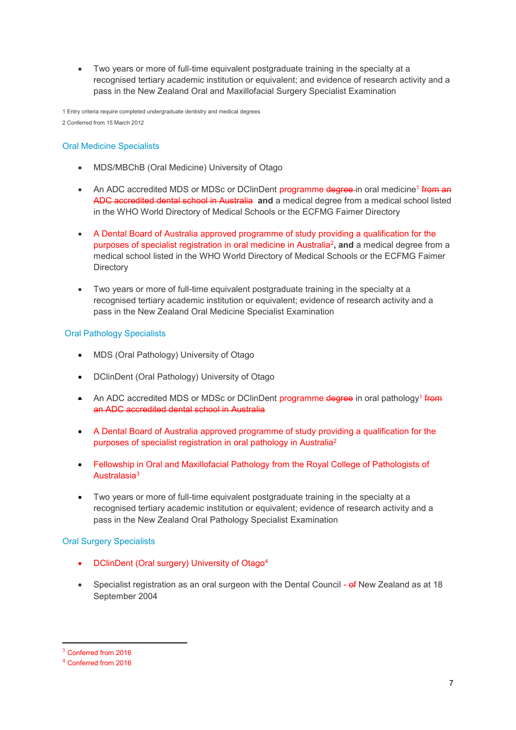- Two years or more of full-time equivalent postgraduate training in the specialty at a recognised tertiary academic institution or equivalent; and evidence of research activity and a pass in the New Zealand Oral and Maxillofacial Surgery Specialist Examination

1 Entry criteria require completed undergraduate dentistry and medical degrees

2 Conferred from 15 March 2012

### Oral Medicine Specialists

- MDS/MBChB (Oral Medicine) University of Otago
- An ADC accredited MDS or MDSc or DClinDent programme ~~degree~~ in oral medicine[1] ~~from an ADC accredited dental school in Australia~~ **and** a medical degree from a medical school listed in the WHO World Directory of Medical Schools or the ECFMG Faimer Directory
- A Dental Board of Australia approved programme of study providing a qualification for the purposes of specialist registration in oral medicine in Australia[2], **and** a medical degree from a medical school listed in the WHO World Directory of Medical Schools or the ECFMG Faimer Directory
- Two years or more of full-time equivalent postgraduate training in the specialty at a recognised tertiary academic institution or equivalent; evidence of research activity and a pass in the New Zealand Oral Medicine Specialist Examination

### Oral Pathology Specialists

- MDS (Oral Pathology) University of Otago
- DClinDent (Oral Pathology) University of Otago
- An ADC accredited MDS or MDSc or DClinDent programme ~~degree~~ in oral pathology[1] ~~from an ADC accredited dental school in Australia~~
- A Dental Board of Australia approved programme of study providing a qualification for the purposes of specialist registration in oral pathology in Australia[2]
- Fellowship in Oral and Maxillofacial Pathology from the Royal College of Pathologists of Australasia[3]
- Two years or more of full-time equivalent postgraduate training in the specialty at a recognised tertiary academic institution or equivalent; evidence of research activity and a pass in the New Zealand Oral Pathology Specialist Examination

### Oral Surgery Specialists

- DClinDent (Oral surgery) University of Otago[4]
- Specialist registration as an oral surgeon with the Dental Council - ~~of~~ New Zealand as at 18 September 2004

[3] Conferred from 2016

[4] Conferred from 2016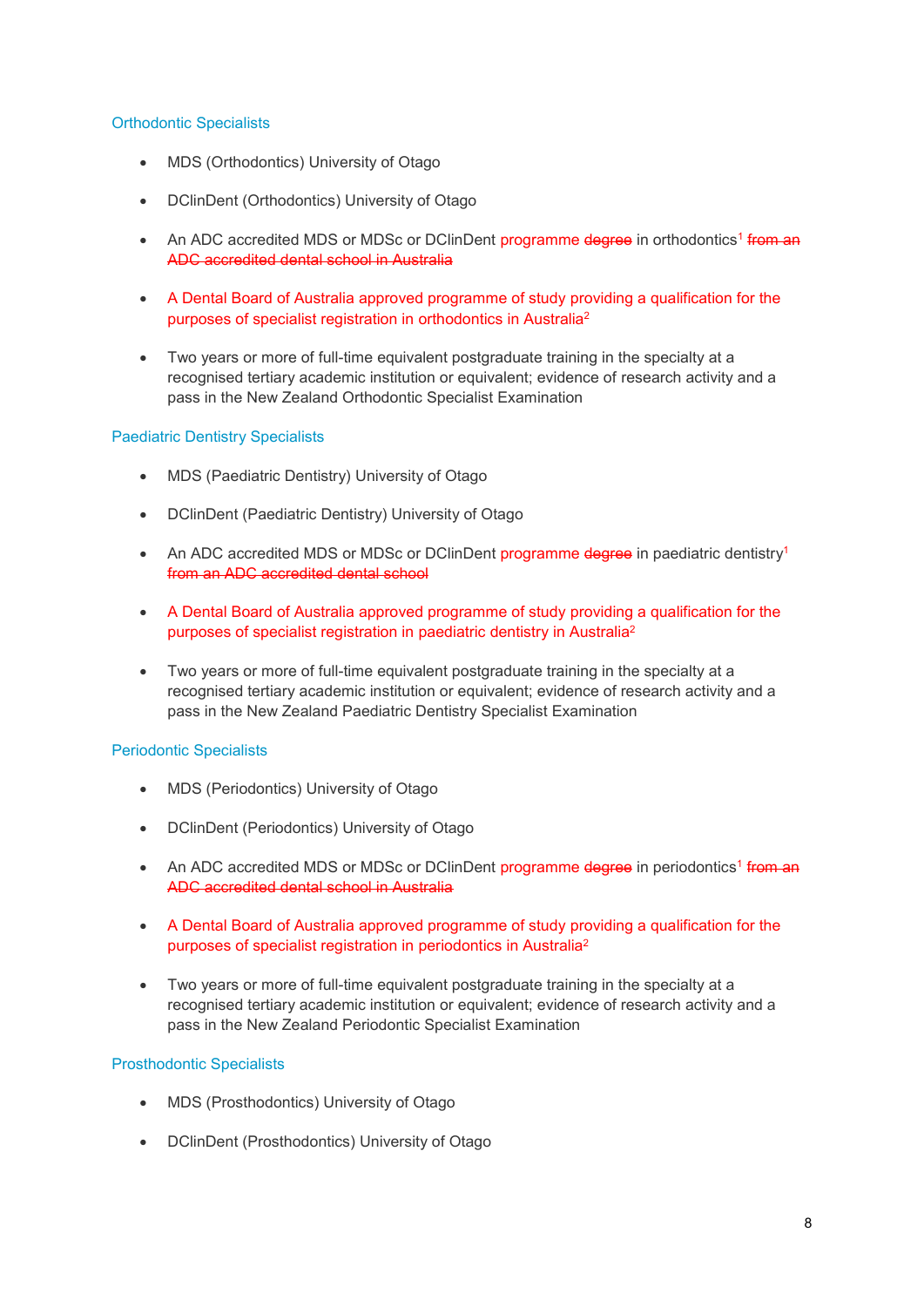### Orthodontic Specialists

- MDS (Orthodontics) University of Otago
- DClinDent (Orthodontics) University of Otago
- An ADC accredited MDS or MDSc or DClinDent programme ~~degree~~ in orthodontics[1] ~~from an ADC accredited dental school in Australia~~
- A Dental Board of Australia approved programme of study providing a qualification for the purposes of specialist registration in orthodontics in Australia[2]
- Two years or more of full-time equivalent postgraduate training in the specialty at a recognised tertiary academic institution or equivalent; evidence of research activity and a pass in the New Zealand Orthodontic Specialist Examination

### Paediatric Dentistry Specialists

- MDS (Paediatric Dentistry) University of Otago
- DClinDent (Paediatric Dentistry) University of Otago
- An ADC accredited MDS or MDSc or DClinDent programme ~~degree~~ in paediatric dentistry[1] ~~from an ADC accredited dental school~~
- A Dental Board of Australia approved programme of study providing a qualification for the purposes of specialist registration in paediatric dentistry in Australia[2]
- Two years or more of full-time equivalent postgraduate training in the specialty at a recognised tertiary academic institution or equivalent; evidence of research activity and a pass in the New Zealand Paediatric Dentistry Specialist Examination

### Periodontic Specialists

- MDS (Periodontics) University of Otago
- DClinDent (Periodontics) University of Otago
- An ADC accredited MDS or MDSc or DClinDent programme ~~degree~~ in periodontics[1] ~~from an ADC accredited dental school in Australia~~
- A Dental Board of Australia approved programme of study providing a qualification for the purposes of specialist registration in periodontics in Australia[2]
- Two years or more of full-time equivalent postgraduate training in the specialty at a recognised tertiary academic institution or equivalent; evidence of research activity and a pass in the New Zealand Periodontic Specialist Examination

### Prosthodontic Specialists

- MDS (Prosthodontics) University of Otago
- DClinDent (Prosthodontics) University of Otago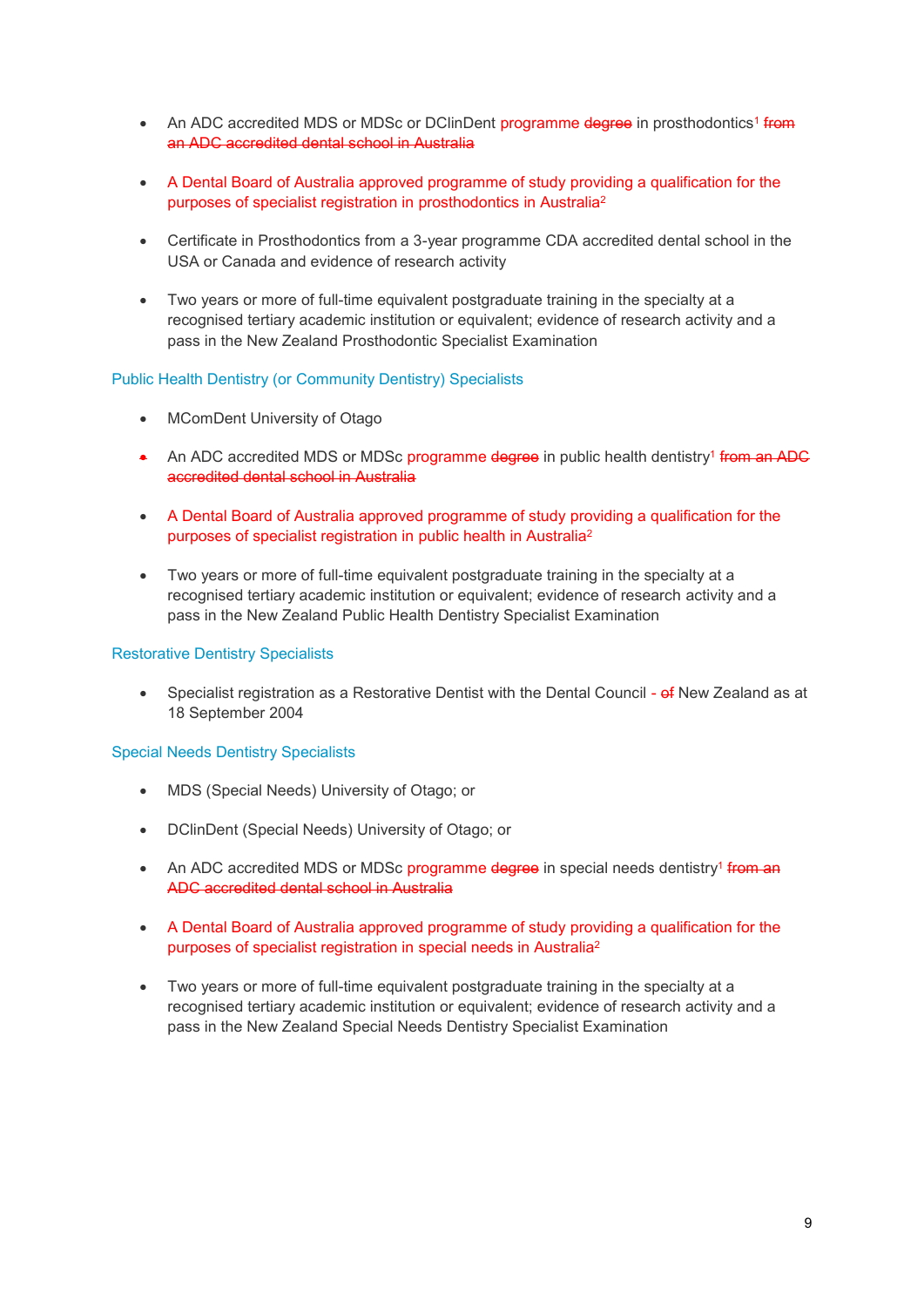- An ADC accredited MDS or MDSc or DClinDent programme ~~degree~~ in prosthodontics[1] ~~from an ADC accredited dental school in Australia~~

- A Dental Board of Australia approved programme of study providing a qualification for the purposes of specialist registration in prosthodontics in Australia[2]

- Certificate in Prosthodontics from a 3-year programme CDA accredited dental school in the USA or Canada and evidence of research activity

- Two years or more of full-time equivalent postgraduate training in the specialty at a recognised tertiary academic institution or equivalent; evidence of research activity and a pass in the New Zealand Prosthodontic Specialist Examination

### Public Health Dentistry (or Community Dentistry) Specialists

- MComDent University of Otago

- An ADC accredited MDS or MDSc programme ~~degree~~ in public health dentistry[1] ~~from an ADC accredited dental school in Australia~~

- A Dental Board of Australia approved programme of study providing a qualification for the purposes of specialist registration in public health in Australia[2]

- Two years or more of full-time equivalent postgraduate training in the specialty at a recognised tertiary academic institution or equivalent; evidence of research activity and a pass in the New Zealand Public Health Dentistry Specialist Examination

### Restorative Dentistry Specialists

- Specialist registration as a Restorative Dentist with the Dental Council - ~~of~~ New Zealand as at 18 September 2004

### Special Needs Dentistry Specialists

- MDS (Special Needs) University of Otago; or

- DClinDent (Special Needs) University of Otago; or

- An ADC accredited MDS or MDSc programme ~~degree~~ in special needs dentistry[1] ~~from an ADC accredited dental school in Australia~~

- A Dental Board of Australia approved programme of study providing a qualification for the purposes of specialist registration in special needs in Australia[2]

- Two years or more of full-time equivalent postgraduate training in the specialty at a recognised tertiary academic institution or equivalent; evidence of research activity and a pass in the New Zealand Special Needs Dentistry Specialist Examination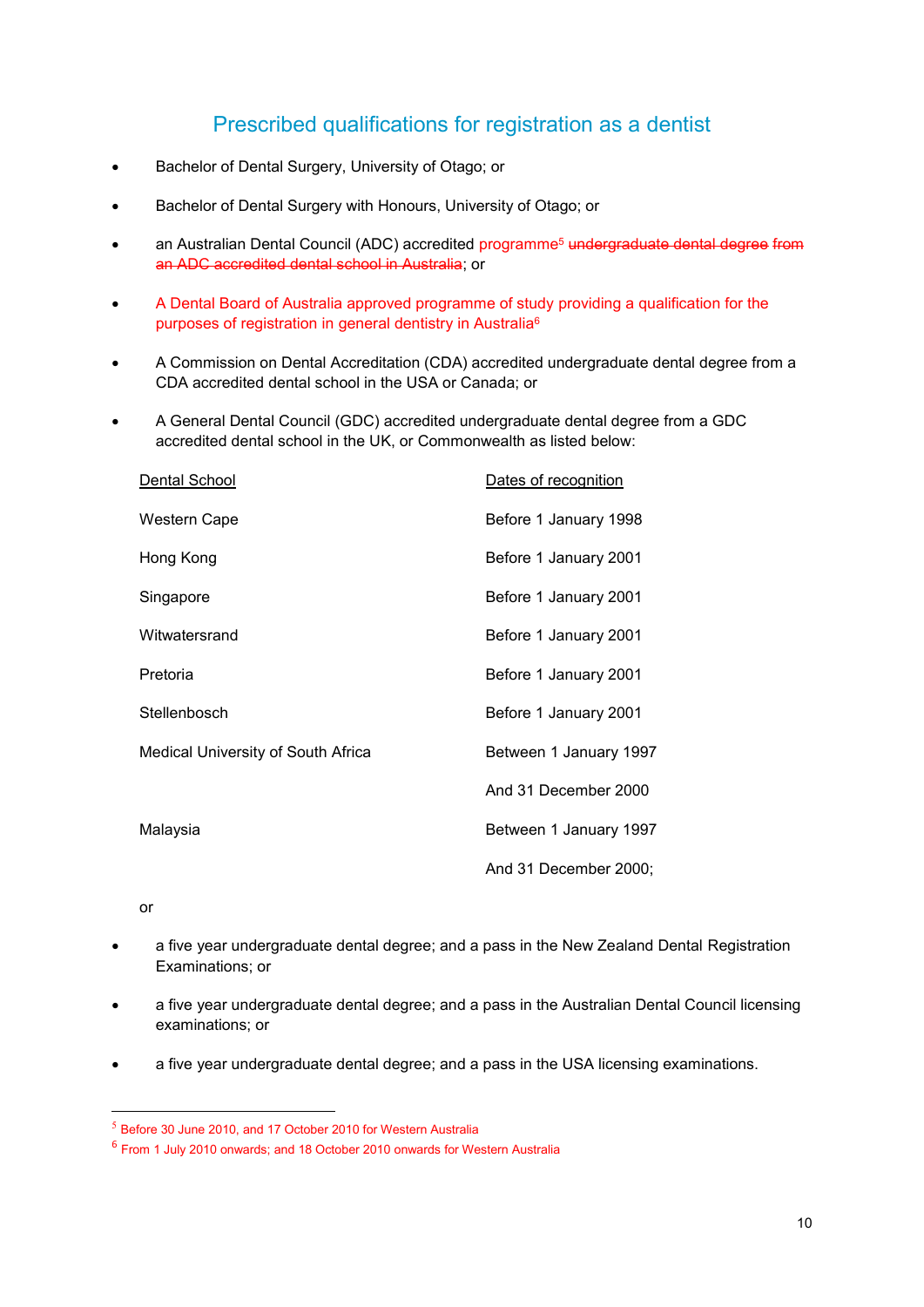## Prescribed qualifications for registration as a dentist

- Bachelor of Dental Surgery, University of Otago; or
- Bachelor of Dental Surgery with Honours, University of Otago; or
- an Australian Dental Council (ADC) accredited programme[5] ~~undergraduate dental degree from an ADC accredited dental school in Australia~~; or
- A Dental Board of Australia approved programme of study providing a qualification for the purposes of registration in general dentistry in Australia[6]
- A Commission on Dental Accreditation (CDA) accredited undergraduate dental degree from a CDA accredited dental school in the USA or Canada; or
- A General Dental Council (GDC) accredited undergraduate dental degree from a GDC accredited dental school in the UK, or Commonwealth as listed below:

| Dental School | Dates of recognition |
|---|---|
| Western Cape | Before 1 January 1998 |
| Hong Kong | Before 1 January 2001 |
| Singapore | Before 1 January 2001 |
| Witwatersrand | Before 1 January 2001 |
| Pretoria | Before 1 January 2001 |
| Stellenbosch | Before 1 January 2001 |
| Medical University of South Africa | Between 1 January 1997 And 31 December 2000 |
| Malaysia | Between 1 January 1997 And 31 December 2000; |

or

- a five year undergraduate dental degree; and a pass in the New Zealand Dental Registration Examinations; or
- a five year undergraduate dental degree; and a pass in the Australian Dental Council licensing examinations; or
- a five year undergraduate dental degree; and a pass in the USA licensing examinations.

---

[5] Before 30 June 2010, and 17 October 2010 for Western Australia

[6] From 1 July 2010 onwards; and 18 October 2010 onwards for Western Australia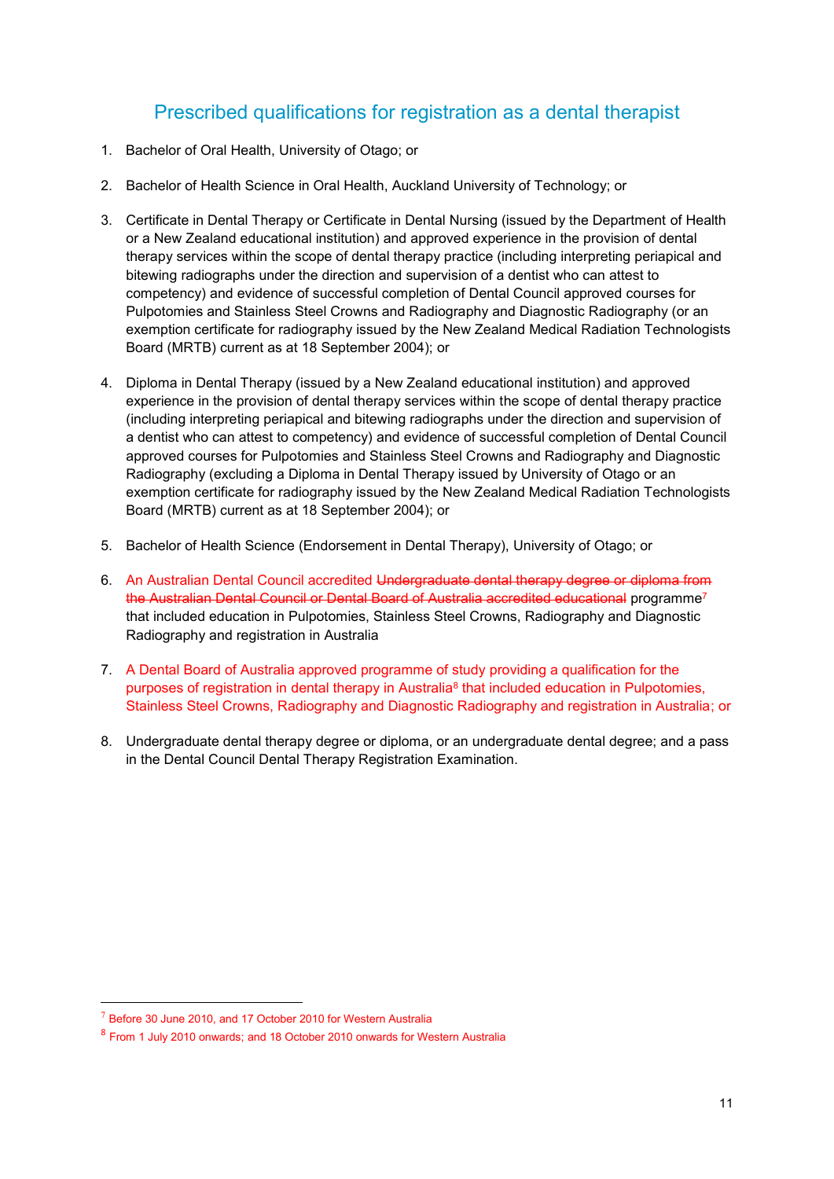## Prescribed qualifications for registration as a dental therapist

1. Bachelor of Oral Health, University of Otago; or

2. Bachelor of Health Science in Oral Health, Auckland University of Technology; or

3. Certificate in Dental Therapy or Certificate in Dental Nursing (issued by the Department of Health or a New Zealand educational institution) and approved experience in the provision of dental therapy services within the scope of dental therapy practice (including interpreting periapical and bitewing radiographs under the direction and supervision of a dentist who can attest to competency) and evidence of successful completion of Dental Council approved courses for Pulpotomies and Stainless Steel Crowns and Radiography and Diagnostic Radiography (or an exemption certificate for radiography issued by the New Zealand Medical Radiation Technologists Board (MRTB) current as at 18 September 2004); or

4. Diploma in Dental Therapy (issued by a New Zealand educational institution) and approved experience in the provision of dental therapy services within the scope of dental therapy practice (including interpreting periapical and bitewing radiographs under the direction and supervision of a dentist who can attest to competency) and evidence of successful completion of Dental Council approved courses for Pulpotomies and Stainless Steel Crowns and Radiography and Diagnostic Radiography (excluding a Diploma in Dental Therapy issued by University of Otago or an exemption certificate for radiography issued by the New Zealand Medical Radiation Technologists Board (MRTB) current as at 18 September 2004); or

5. Bachelor of Health Science (Endorsement in Dental Therapy), University of Otago; or

6. An Australian Dental Council accredited ~~Undergraduate dental therapy degree or diploma from the Australian Dental Council or Dental Board of Australia accredited educational~~ programme[7] that included education in Pulpotomies, Stainless Steel Crowns, Radiography and Diagnostic Radiography and registration in Australia

7. A Dental Board of Australia approved programme of study providing a qualification for the purposes of registration in dental therapy in Australia[8] that included education in Pulpotomies, Stainless Steel Crowns, Radiography and Diagnostic Radiography and registration in Australia; or

8. Undergraduate dental therapy degree or diploma, or an undergraduate dental degree; and a pass in the Dental Council Dental Therapy Registration Examination.

---

[7] Before 30 June 2010, and 17 October 2010 for Western Australia

[8] From 1 July 2010 onwards; and 18 October 2010 onwards for Western Australia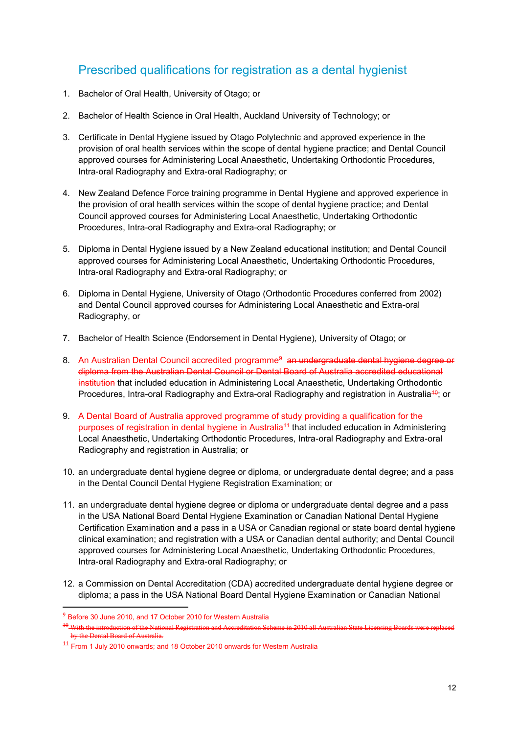## Prescribed qualifications for registration as a dental hygienist

1. Bachelor of Oral Health, University of Otago; or

2. Bachelor of Health Science in Oral Health, Auckland University of Technology; or

3. Certificate in Dental Hygiene issued by Otago Polytechnic and approved experience in the provision of oral health services within the scope of dental hygiene practice; and Dental Council approved courses for Administering Local Anaesthetic, Undertaking Orthodontic Procedures, Intra-oral Radiography and Extra-oral Radiography; or

4. New Zealand Defence Force training programme in Dental Hygiene and approved experience in the provision of oral health services within the scope of dental hygiene practice; and Dental Council approved courses for Administering Local Anaesthetic, Undertaking Orthodontic Procedures, Intra-oral Radiography and Extra-oral Radiography; or

5. Diploma in Dental Hygiene issued by a New Zealand educational institution; and Dental Council approved courses for Administering Local Anaesthetic, Undertaking Orthodontic Procedures, Intra-oral Radiography and Extra-oral Radiography; or

6. Diploma in Dental Hygiene, University of Otago (Orthodontic Procedures conferred from 2002) and Dental Council approved courses for Administering Local Anaesthetic and Extra-oral Radiography, or

7. Bachelor of Health Science (Endorsement in Dental Hygiene), University of Otago; or

8. An Australian Dental Council accredited programme[9] ~~an undergraduate dental hygiene degree or diploma from the Australian Dental Council or Dental Board of Australia accredited educational institution~~ that included education in Administering Local Anaesthetic, Undertaking Orthodontic Procedures, Intra-oral Radiography and Extra-oral Radiography and registration in Australia~~[10]~~; or

9. A Dental Board of Australia approved programme of study providing a qualification for the purposes of registration in dental hygiene in Australia[11] that included education in Administering Local Anaesthetic, Undertaking Orthodontic Procedures, Intra-oral Radiography and Extra-oral Radiography and registration in Australia; or

10. an undergraduate dental hygiene degree or diploma, or undergraduate dental degree; and a pass in the Dental Council Dental Hygiene Registration Examination; or

11. an undergraduate dental hygiene degree or diploma or undergraduate dental degree and a pass in the USA National Board Dental Hygiene Examination or Canadian National Dental Hygiene Certification Examination and a pass in a USA or Canadian regional or state board dental hygiene clinical examination; and registration with a USA or Canadian dental authority; and Dental Council approved courses for Administering Local Anaesthetic, Undertaking Orthodontic Procedures, Intra-oral Radiography and Extra-oral Radiography; or

12. a Commission on Dental Accreditation (CDA) accredited undergraduate dental hygiene degree or diploma; a pass in the USA National Board Dental Hygiene Examination or Canadian National

---

[9] Before 30 June 2010, and 17 October 2010 for Western Australia

~~[10] With the introduction of the National Registration and Accreditation Scheme in 2010 all Australian State Licensing Boards were replaced by the Dental Board of Australia.~~

[11] From 1 July 2010 onwards; and 18 October 2010 onwards for Western Australia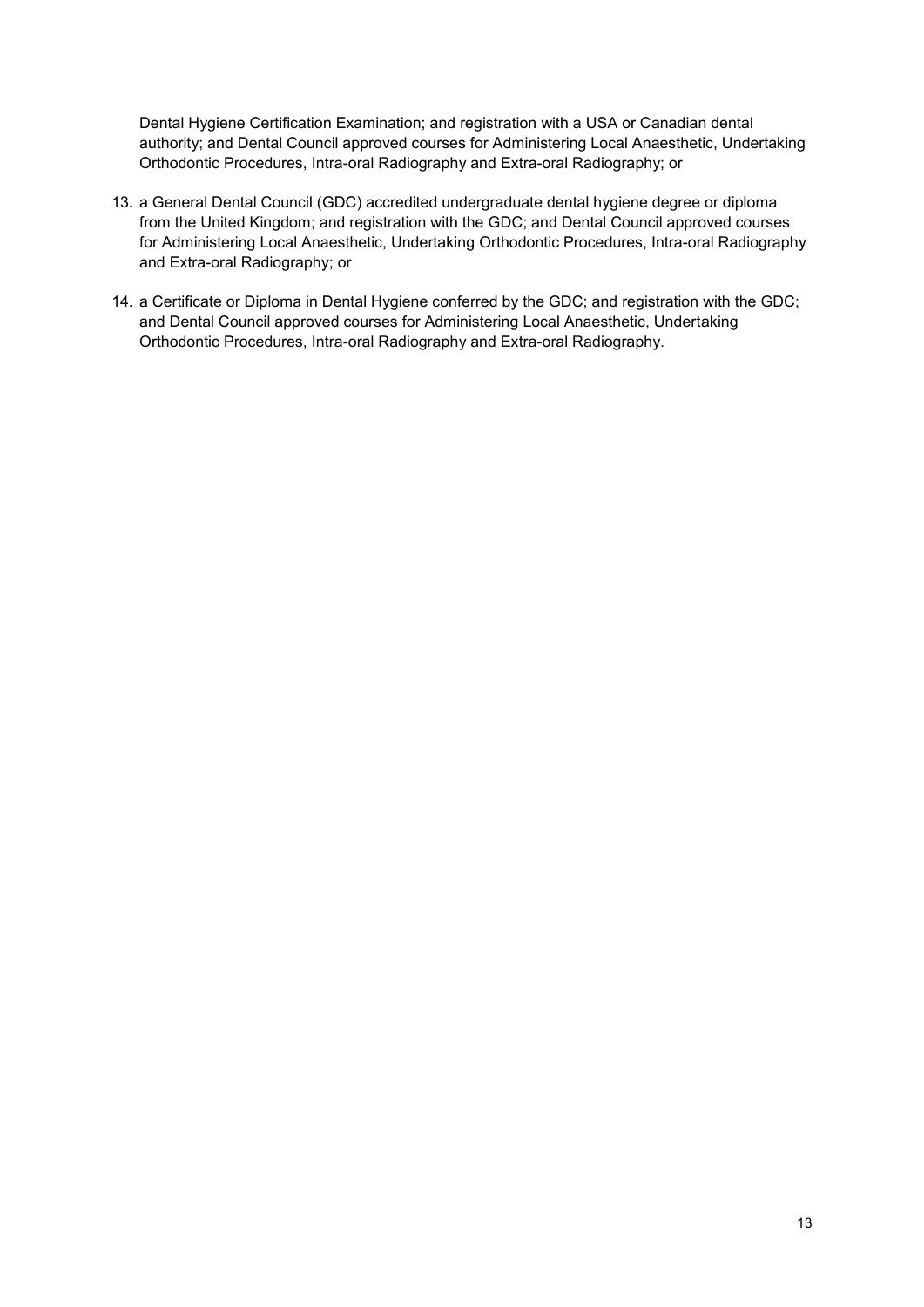Dental Hygiene Certification Examination; and registration with a USA or Canadian dental authority; and Dental Council approved courses for Administering Local Anaesthetic, Undertaking Orthodontic Procedures, Intra-oral Radiography and Extra-oral Radiography; or

13. a General Dental Council (GDC) accredited undergraduate dental hygiene degree or diploma from the United Kingdom; and registration with the GDC; and Dental Council approved courses for Administering Local Anaesthetic, Undertaking Orthodontic Procedures, Intra-oral Radiography and Extra-oral Radiography; or

14. a Certificate or Diploma in Dental Hygiene conferred by the GDC; and registration with the GDC; and Dental Council approved courses for Administering Local Anaesthetic, Undertaking Orthodontic Procedures, Intra-oral Radiography and Extra-oral Radiography.